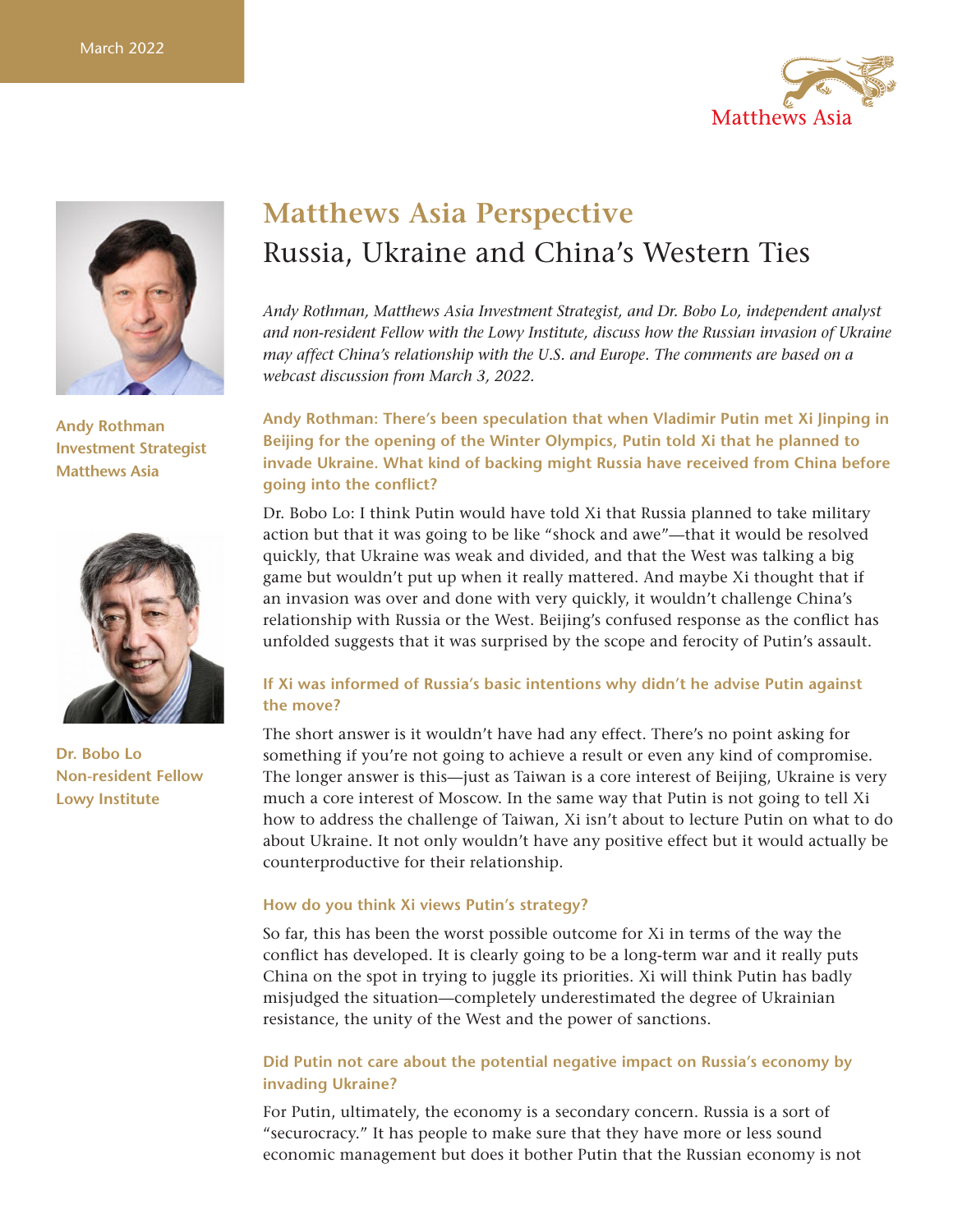March 2022

Matthews Asia

Andy Rothman
Investment Strategist
Matthews Asia

Dr. Bobo Lo
Non-resident Fellow
Lowy Institute

# Matthews Asia Perspective

## Russia, Ukraine and China's Western Ties

*Andy Rothman, Matthews Asia Investment Strategist, and Dr. Bobo Lo, independent analyst and non-resident Fellow with the Lowy Institute, discuss how the Russian invasion of Ukraine may affect China's relationship with the U.S. and Europe. The comments are based on a webcast discussion from March 3, 2022.*

**Andy Rothman: There's been speculation that when Vladimir Putin met Xi Jinping in Beijing for the opening of the Winter Olympics, Putin told Xi that he planned to invade Ukraine. What kind of backing might Russia have received from China before going into the conflict?**

Dr. Bobo Lo: I think Putin would have told Xi that Russia planned to take military action but that it was going to be like "shock and awe"—that it would be resolved quickly, that Ukraine was weak and divided, and that the West was talking a big game but wouldn't put up when it really mattered. And maybe Xi thought that if an invasion was over and done with very quickly, it wouldn't challenge China's relationship with Russia or the West. Beijing's confused response as the conflict has unfolded suggests that it was surprised by the scope and ferocity of Putin's assault.

**If Xi was informed of Russia's basic intentions why didn't he advise Putin against the move?**

The short answer is it wouldn't have had any effect. There's no point asking for something if you're not going to achieve a result or even any kind of compromise. The longer answer is this—just as Taiwan is a core interest of Beijing, Ukraine is very much a core interest of Moscow. In the same way that Putin is not going to tell Xi how to address the challenge of Taiwan, Xi isn't about to lecture Putin on what to do about Ukraine. It not only wouldn't have any positive effect but it would actually be counterproductive for their relationship.

**How do you think Xi views Putin's strategy?**

So far, this has been the worst possible outcome for Xi in terms of the way the conflict has developed. It is clearly going to be a long-term war and it really puts China on the spot in trying to juggle its priorities. Xi will think Putin has badly misjudged the situation—completely underestimated the degree of Ukrainian resistance, the unity of the West and the power of sanctions.

**Did Putin not care about the potential negative impact on Russia's economy by invading Ukraine?**

For Putin, ultimately, the economy is a secondary concern. Russia is a sort of "securocracy." It has people to make sure that they have more or less sound economic management but does it bother Putin that the Russian economy is not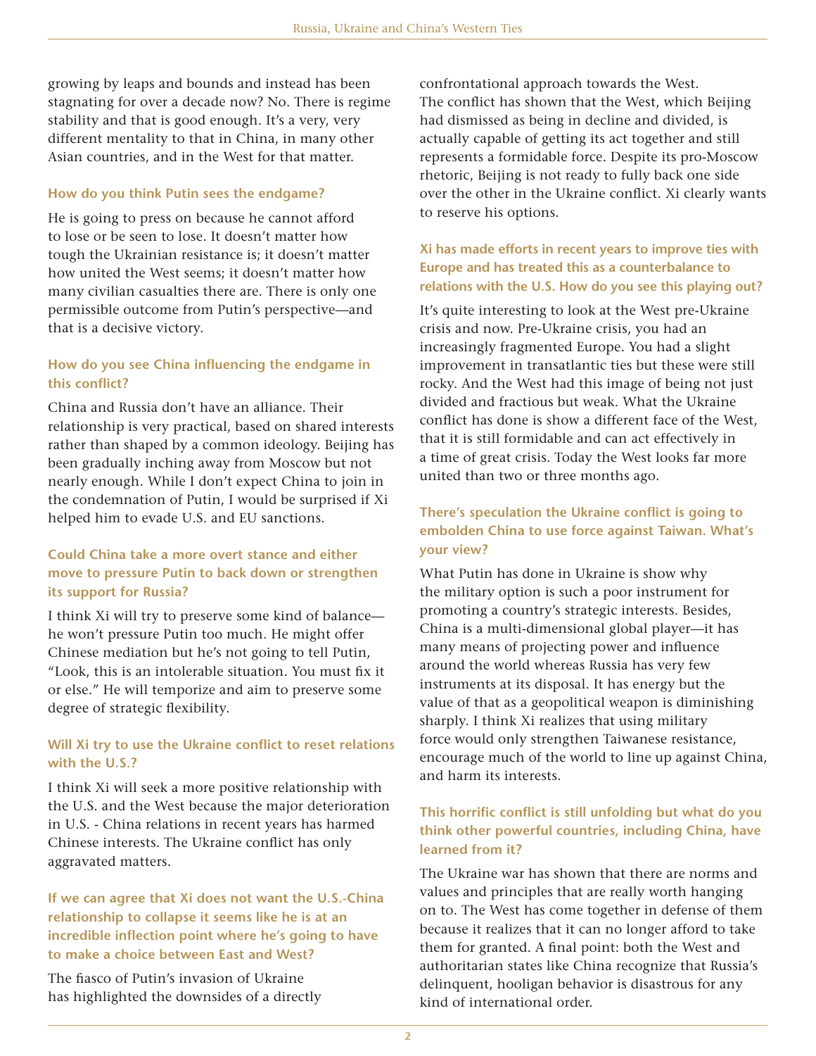growing by leaps and bounds and instead has been stagnating for over a decade now? No. There is regime stability and that is good enough. It's a very, very different mentality to that in China, in many other Asian countries, and in the West for that matter.

### How do you think Putin sees the endgame?

He is going to press on because he cannot afford to lose or be seen to lose. It doesn't matter how tough the Ukrainian resistance is; it doesn't matter how united the West seems; it doesn't matter how many civilian casualties there are. There is only one permissible outcome from Putin's perspective—and that is a decisive victory.

### How do you see China influencing the endgame in this conflict?

China and Russia don't have an alliance. Their relationship is very practical, based on shared interests rather than shaped by a common ideology. Beijing has been gradually inching away from Moscow but not nearly enough. While I don't expect China to join in the condemnation of Putin, I would be surprised if Xi helped him to evade U.S. and EU sanctions.

### Could China take a more overt stance and either move to pressure Putin to back down or strengthen its support for Russia?

I think Xi will try to preserve some kind of balance—he won't pressure Putin too much. He might offer Chinese mediation but he's not going to tell Putin, "Look, this is an intolerable situation. You must fix it or else." He will temporize and aim to preserve some degree of strategic flexibility.

### Will Xi try to use the Ukraine conflict to reset relations with the U.S.?

I think Xi will seek a more positive relationship with the U.S. and the West because the major deterioration in U.S. - China relations in recent years has harmed Chinese interests. The Ukraine conflict has only aggravated matters.

### If we can agree that Xi does not want the U.S.-China relationship to collapse it seems like he is at an incredible inflection point where he's going to have to make a choice between East and West?

The fiasco of Putin's invasion of Ukraine has highlighted the downsides of a directly confrontational approach towards the West. The conflict has shown that the West, which Beijing had dismissed as being in decline and divided, is actually capable of getting its act together and still represents a formidable force. Despite its pro-Moscow rhetoric, Beijing is not ready to fully back one side over the other in the Ukraine conflict. Xi clearly wants to reserve his options.

### Xi has made efforts in recent years to improve ties with Europe and has treated this as a counterbalance to relations with the U.S. How do you see this playing out?

It's quite interesting to look at the West pre-Ukraine crisis and now. Pre-Ukraine crisis, you had an increasingly fragmented Europe. You had a slight improvement in transatlantic ties but these were still rocky. And the West had this image of being not just divided and fractious but weak. What the Ukraine conflict has done is show a different face of the West, that it is still formidable and can act effectively in a time of great crisis. Today the West looks far more united than two or three months ago.

### There's speculation the Ukraine conflict is going to embolden China to use force against Taiwan. What's your view?

What Putin has done in Ukraine is show why the military option is such a poor instrument for promoting a country's strategic interests. Besides, China is a multi-dimensional global player—it has many means of projecting power and influence around the world whereas Russia has very few instruments at its disposal. It has energy but the value of that as a geopolitical weapon is diminishing sharply. I think Xi realizes that using military force would only strengthen Taiwanese resistance, encourage much of the world to line up against China, and harm its interests.

### This horrific conflict is still unfolding but what do you think other powerful countries, including China, have learned from it?

The Ukraine war has shown that there are norms and values and principles that are really worth hanging on to. The West has come together in defense of them because it realizes that it can no longer afford to take them for granted. A final point: both the West and authoritarian states like China recognize that Russia's delinquent, hooligan behavior is disastrous for any kind of international order.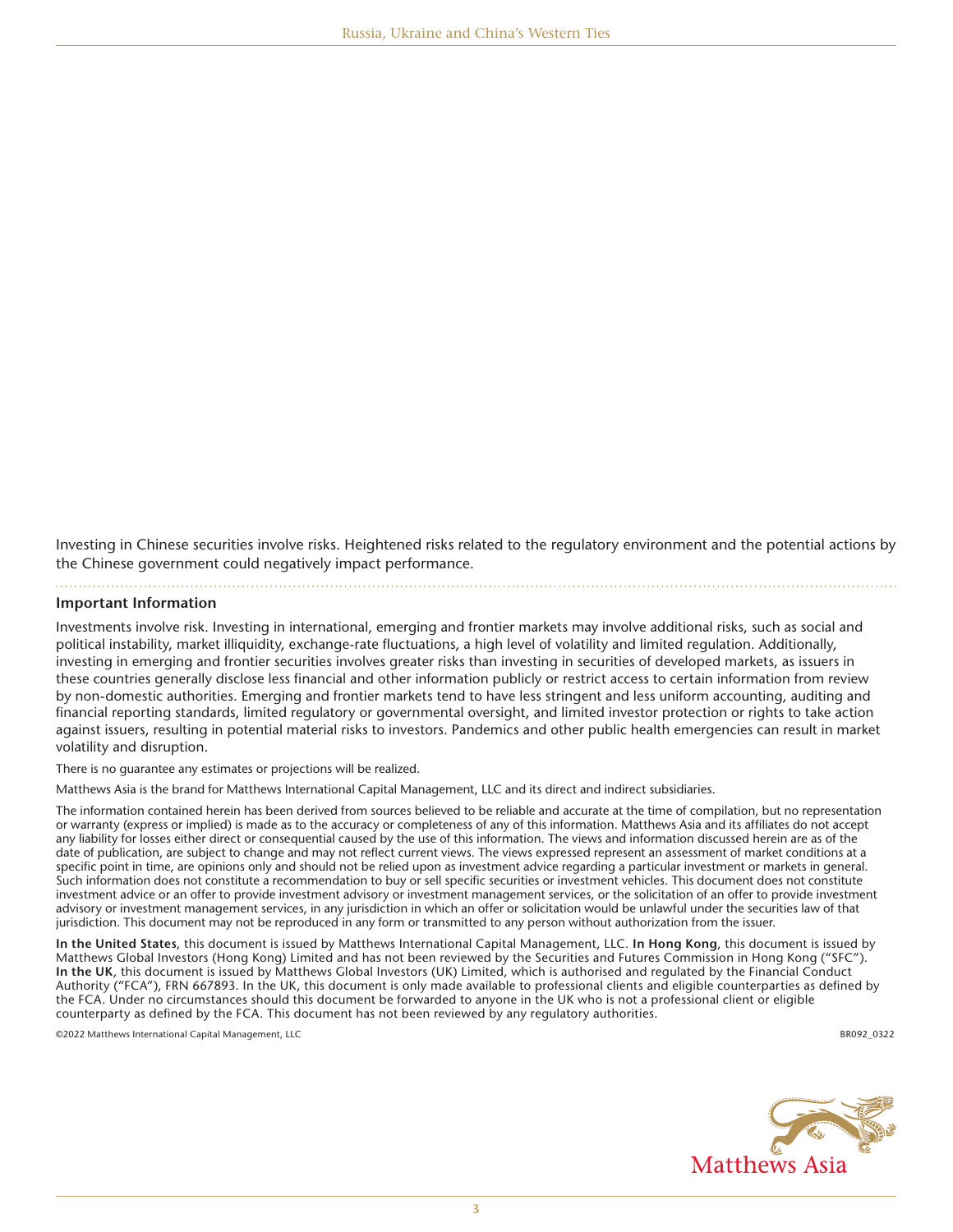Investing in Chinese securities involve risks. Heightened risks related to the regulatory environment and the potential actions by the Chinese government could negatively impact performance.

## Important Information

Investments involve risk. Investing in international, emerging and frontier markets may involve additional risks, such as social and political instability, market illiquidity, exchange-rate fluctuations, a high level of volatility and limited regulation. Additionally, investing in emerging and frontier securities involves greater risks than investing in securities of developed markets, as issuers in these countries generally disclose less financial and other information publicly or restrict access to certain information from review by non-domestic authorities. Emerging and frontier markets tend to have less stringent and less uniform accounting, auditing and financial reporting standards, limited regulatory or governmental oversight, and limited investor protection or rights to take action against issuers, resulting in potential material risks to investors. Pandemics and other public health emergencies can result in market volatility and disruption.

There is no guarantee any estimates or projections will be realized.

Matthews Asia is the brand for Matthews International Capital Management, LLC and its direct and indirect subsidiaries.

The information contained herein has been derived from sources believed to be reliable and accurate at the time of compilation, but no representation or warranty (express or implied) is made as to the accuracy or completeness of any of this information. Matthews Asia and its affiliates do not accept any liability for losses either direct or consequential caused by the use of this information. The views and information discussed herein are as of the date of publication, are subject to change and may not reflect current views. The views expressed represent an assessment of market conditions at a specific point in time, are opinions only and should not be relied upon as investment advice regarding a particular investment or markets in general. Such information does not constitute a recommendation to buy or sell specific securities or investment vehicles. This document does not constitute investment advice or an offer to provide investment advisory or investment management services, or the solicitation of an offer to provide investment advisory or investment management services, in any jurisdiction in which an offer or solicitation would be unlawful under the securities law of that jurisdiction. This document may not be reproduced in any form or transmitted to any person without authorization from the issuer.

**In the United States**, this document is issued by Matthews International Capital Management, LLC. **In Hong Kong**, this document is issued by Matthews Global Investors (Hong Kong) Limited and has not been reviewed by the Securities and Futures Commission in Hong Kong ("SFC"). **In the UK**, this document is issued by Matthews Global Investors (UK) Limited, which is authorised and regulated by the Financial Conduct Authority ("FCA"), FRN 667893. In the UK, this document is only made available to professional clients and eligible counterparties as defined by the FCA. Under no circumstances should this document be forwarded to anyone in the UK who is not a professional client or eligible counterparty as defined by the FCA. This document has not been reviewed by any regulatory authorities.

©2022 Matthews International Capital Management, LLC

BR092_0322

Matthews Asia